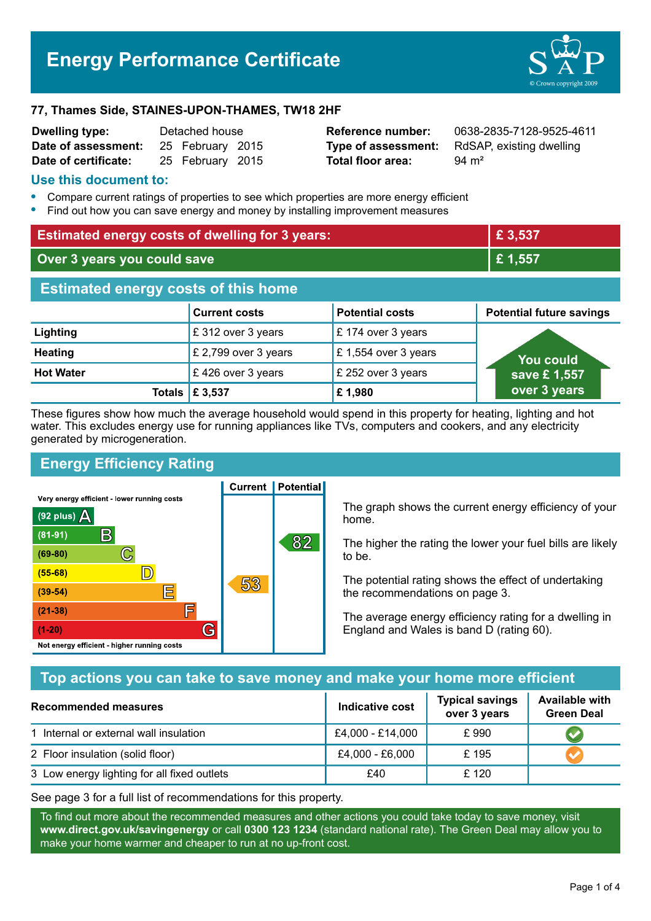# Energy Performance Certificate

**77, Thames Side, STAINES-UPON-THAMES, TW18 2HF**

| | | | |
|---|---|---|---|
| **Dwelling type:** | Detached house | **Reference number:** | 0638-2835-7128-9525-4611 |
| **Date of assessment:** | 25 February 2015 | **Type of assessment:** | RdSAP, existing dwelling |
| **Date of certificate:** | 25 February 2015 | **Total floor area:** | 94 m² |

## Use this document to:

- Compare current ratings of properties to see which properties are more energy efficient
- Find out how you can save energy and money by installing improvement measures

| | |
|---|---|
| **Estimated energy costs of dwelling for 3 years:** | **£ 3,537** |
| **Over 3 years you could save** | **£ 1,557** |

## Estimated energy costs of this home

| | Current costs | Potential costs | Potential future savings |
|---|---|---|---|
| **Lighting** | £ 312 over 3 years | £ 174 over 3 years | You could save £ 1,557 over 3 years |
| **Heating** | £ 2,799 over 3 years | £ 1,554 over 3 years | |
| **Hot Water** | £ 426 over 3 years | £ 252 over 3 years | |
| **Totals** | **£ 3,537** | **£ 1,980** | |

These figures show how much the average household would spend in this property for heating, lighting and hot water. This excludes energy use for running appliances like TVs, computers and cookers, and any electricity generated by microgeneration.

## Energy Efficiency Rating

| Rating band | Current | Potential |
|---|---|---|
| Very energy efficient - lower running costs | | |
| (92 plus) A | | |
| (81-91) B | | 82 |
| (69-80) C | | |
| (55-68) D | | |
| (39-54) E | 53 | |
| (21-38) F | | |
| (1-20) G | | |
| Not energy efficient - higher running costs | | |

The graph shows the current energy efficiency of your home.

The higher the rating the lower your fuel bills are likely to be.

The potential rating shows the effect of undertaking the recommendations on page 3.

The average energy efficiency rating for a dwelling in England and Wales is band D (rating 60).

## Top actions you can take to save money and make your home more efficient

| Recommended measures | Indicative cost | Typical savings over 3 years | Available with Green Deal |
|---|---|---|---|
| 1 Internal or external wall insulation | £4,000 - £14,000 | £ 990 | ✔ |
| 2 Floor insulation (solid floor) | £4,000 - £6,000 | £ 195 | ✔ |
| 3 Low energy lighting for all fixed outlets | £40 | £ 120 | |

See page 3 for a full list of recommendations for this property.

To find out more about the recommended measures and other actions you could take today to save money, visit **www.direct.gov.uk/savingenergy** or call **0300 123 1234** (standard national rate). The Green Deal may allow you to make your home warmer and cheaper to run at no up-front cost.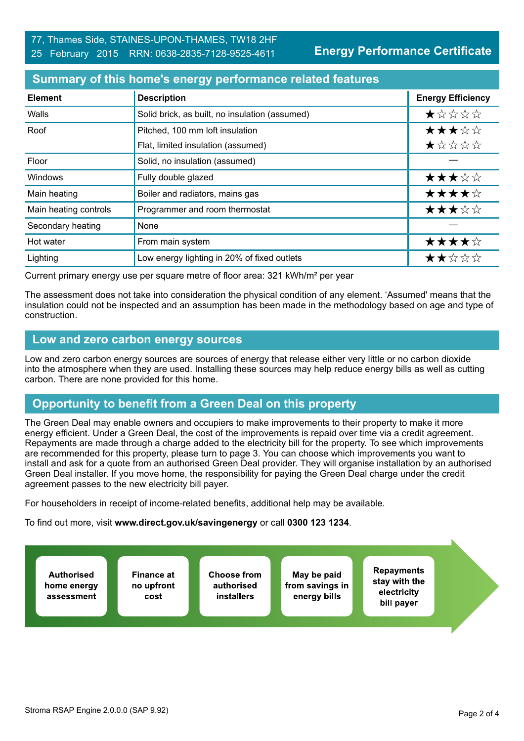77, Thames Side, STAINES-UPON-THAMES, TW18 2HF
25 February 2015 RRN: 0638-2835-7128-9525-4611

**Energy Performance Certificate**

## Summary of this home's energy performance related features

| Element | Description | Energy Efficiency |
|---|---|---|
| Walls | Solid brick, as built, no insulation (assumed) | ★☆☆☆☆ |
| Roof | Pitched, 100 mm loft insulation | ★★★☆☆ |
| | Flat, limited insulation (assumed) | ★☆☆☆☆ |
| Floor | Solid, no insulation (assumed) | — |
| Windows | Fully double glazed | ★★★☆☆ |
| Main heating | Boiler and radiators, mains gas | ★★★★☆ |
| Main heating controls | Programmer and room thermostat | ★★★☆☆ |
| Secondary heating | None | — |
| Hot water | From main system | ★★★★☆ |
| Lighting | Low energy lighting in 20% of fixed outlets | ★★☆☆☆ |

Current primary energy use per square metre of floor area: 321 kWh/m² per year

The assessment does not take into consideration the physical condition of any element. 'Assumed' means that the insulation could not be inspected and an assumption has been made in the methodology based on age and type of construction.

## Low and zero carbon energy sources

Low and zero carbon energy sources are sources of energy that release either very little or no carbon dioxide into the atmosphere when they are used. Installing these sources may help reduce energy bills as well as cutting carbon. There are none provided for this home.

## Opportunity to benefit from a Green Deal on this property

The Green Deal may enable owners and occupiers to make improvements to their property to make it more energy efficient. Under a Green Deal, the cost of the improvements is repaid over time via a credit agreement. Repayments are made through a charge added to the electricity bill for the property. To see which improvements are recommended for this property, please turn to page 3. You can choose which improvements you want to install and ask for a quote from an authorised Green Deal provider. They will organise installation by an authorised Green Deal installer. If you move home, the responsibility for paying the Green Deal charge under the credit agreement passes to the new electricity bill payer.

For householders in receipt of income-related benefits, additional help may be available.

To find out more, visit **www.direct.gov.uk/savingenergy** or call **0300 123 1234**.

- **Authorised home energy assessment**
- **Finance at no upfront cost**
- **Choose from authorised installers**
- **May be paid from savings in energy bills**
- **Repayments stay with the electricity bill payer**

Stroma RSAP Engine 2.0.0.0 (SAP 9.92)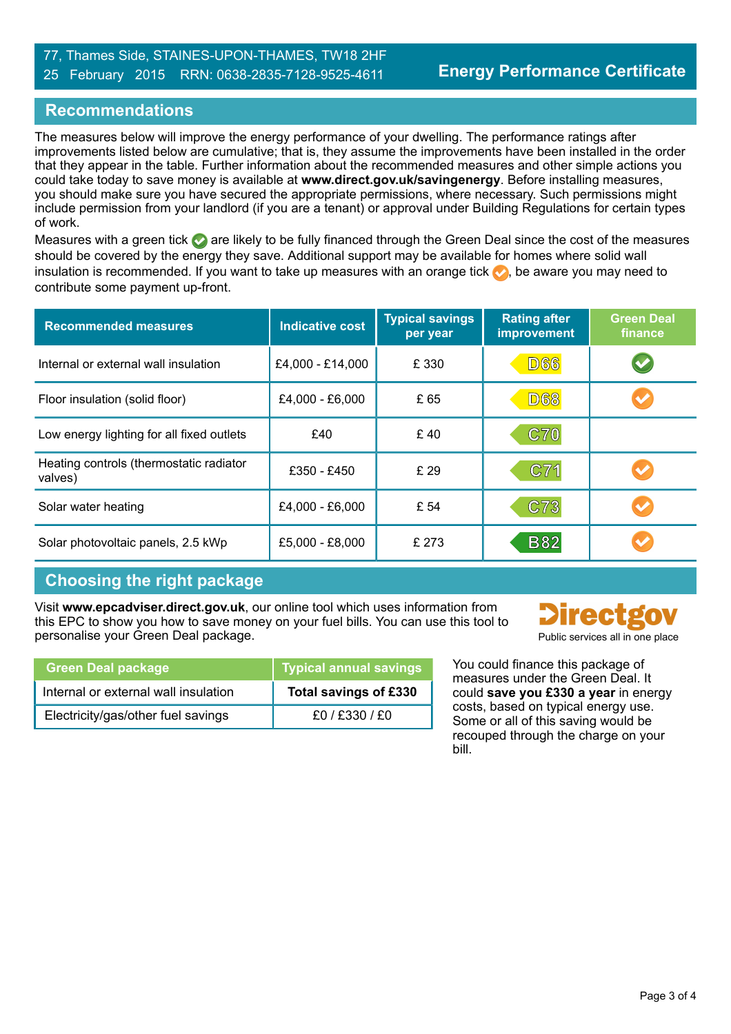77, Thames Side, STAINES-UPON-THAMES, TW18 2HF
25 February 2015 RRN: 0638-2835-7128-9525-4611

**Energy Performance Certificate**

## Recommendations

The measures below will improve the energy performance of your dwelling. The performance ratings after improvements listed below are cumulative; that is, they assume the improvements have been installed in the order that they appear in the table. Further information about the recommended measures and other simple actions you could take today to save money is available at **www.direct.gov.uk/savingenergy**. Before installing measures, you should make sure you have secured the appropriate permissions, where necessary. Such permissions might include permission from your landlord (if you are a tenant) or approval under Building Regulations for certain types of work.

Measures with a green tick ✔ are likely to be fully financed through the Green Deal since the cost of the measures should be covered by the energy they save. Additional support may be available for homes where solid wall insulation is recommended. If you want to take up measures with an orange tick ✔, be aware you may need to contribute some payment up-front.

| Recommended measures | Indicative cost | Typical savings per year | Rating after improvement | Green Deal finance |
|---|---|---|---|---|
| Internal or external wall insulation | £4,000 - £14,000 | £ 330 | D66 | ✔ (green) |
| Floor insulation (solid floor) | £4,000 - £6,000 | £ 65 | D68 | ✔ (orange) |
| Low energy lighting for all fixed outlets | £40 | £ 40 | C70 | |
| Heating controls (thermostatic radiator valves) | £350 - £450 | £ 29 | C71 | ✔ (orange) |
| Solar water heating | £4,000 - £6,000 | £ 54 | C73 | ✔ (orange) |
| Solar photovoltaic panels, 2.5 kWp | £5,000 - £8,000 | £ 273 | B82 | ✔ (orange) |

## Choosing the right package

Visit **www.epcadviser.direct.gov.uk**, our online tool which uses information from this EPC to show you how to save money on your fuel bills. You can use this tool to personalise your Green Deal package.

Directgov
Public services all in one place

| Green Deal package | Typical annual savings |
|---|---|
| Internal or external wall insulation | **Total savings of £330** |
| Electricity/gas/other fuel savings | £0 / £330 / £0 |

You could finance this package of measures under the Green Deal. It could **save you £330 a year** in energy costs, based on typical energy use. Some or all of this saving would be recouped through the charge on your bill.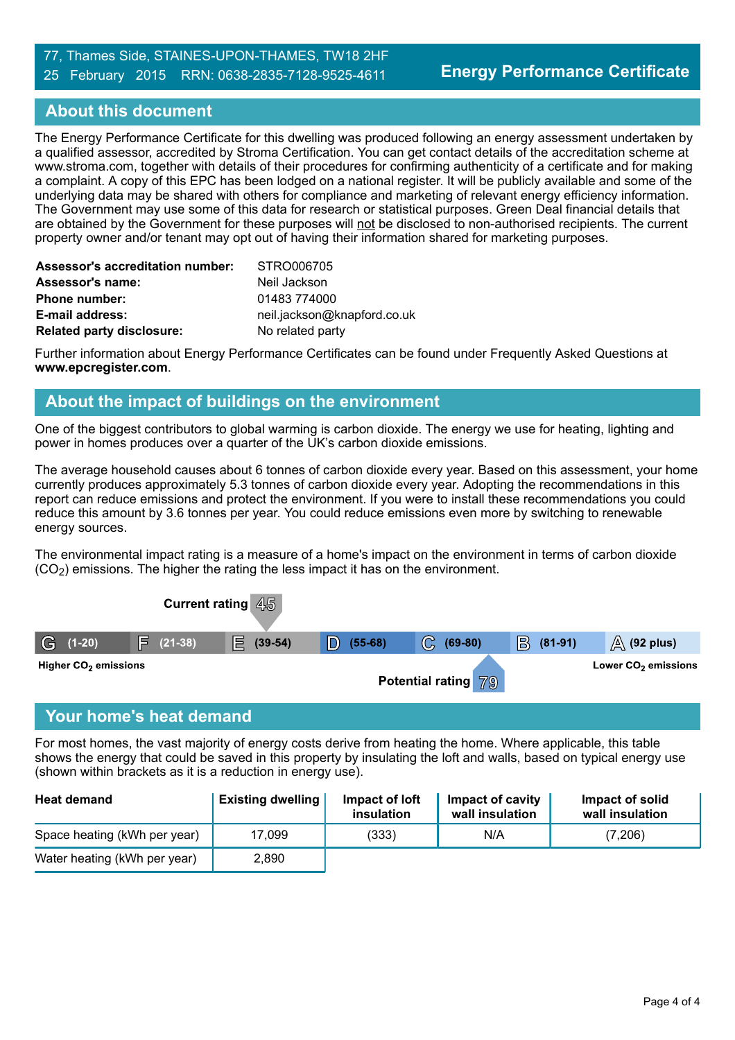77, Thames Side, STAINES-UPON-THAMES, TW18 2HF
25 February 2015 RRN: 0638-2835-7128-9525-4611

**Energy Performance Certificate**

## About this document

The Energy Performance Certificate for this dwelling was produced following an energy assessment undertaken by a qualified assessor, accredited by Stroma Certification. You can get contact details of the accreditation scheme at www.stroma.com, together with details of their procedures for confirming authenticity of a certificate and for making a complaint. A copy of this EPC has been lodged on a national register. It will be publicly available and some of the underlying data may be shared with others for compliance and marketing of relevant energy efficiency information. The Government may use some of this data for research or statistical purposes. Green Deal financial details that are obtained by the Government for these purposes will not be disclosed to non-authorised recipients. The current property owner and/or tenant may opt out of having their information shared for marketing purposes.

| | |
|---|---|
| **Assessor's accreditation number:** | STRO006705 |
| **Assessor's name:** | Neil Jackson |
| **Phone number:** | 01483 774000 |
| **E-mail address:** | neil.jackson@knapford.co.uk |
| **Related party disclosure:** | No related party |

Further information about Energy Performance Certificates can be found under Frequently Asked Questions at **www.epcregister.com**.

## About the impact of buildings on the environment

One of the biggest contributors to global warming is carbon dioxide. The energy we use for heating, lighting and power in homes produces over a quarter of the UK's carbon dioxide emissions.

The average household causes about 6 tonnes of carbon dioxide every year. Based on this assessment, your home currently produces approximately 5.3 tonnes of carbon dioxide every year. Adopting the recommendations in this report can reduce emissions and protect the environment. If you were to install these recommendations you could reduce this amount by 3.6 tonnes per year. You could reduce emissions even more by switching to renewable energy sources.

The environmental impact rating is a measure of a home's impact on the environment in terms of carbon dioxide ($CO_2$) emissions. The higher the rating the less impact it has on the environment.

Current rating 45

G (1-20) F (21-38) E (39-54) D (55-68) C (69-80) B (81-91) A (92 plus)

Higher $CO_2$ emissions

Lower $CO_2$ emissions

Potential rating 79

## Your home's heat demand

For most homes, the vast majority of energy costs derive from heating the home. Where applicable, this table shows the energy that could be saved in this property by insulating the loft and walls, based on typical energy use (shown within brackets as it is a reduction in energy use).

| Heat demand | Existing dwelling | Impact of loft insulation | Impact of cavity wall insulation | Impact of solid wall insulation |
|---|---|---|---|---|
| Space heating (kWh per year) | 17,099 | (333) | N/A | (7,206) |
| Water heating (kWh per year) | 2,890 | | | |